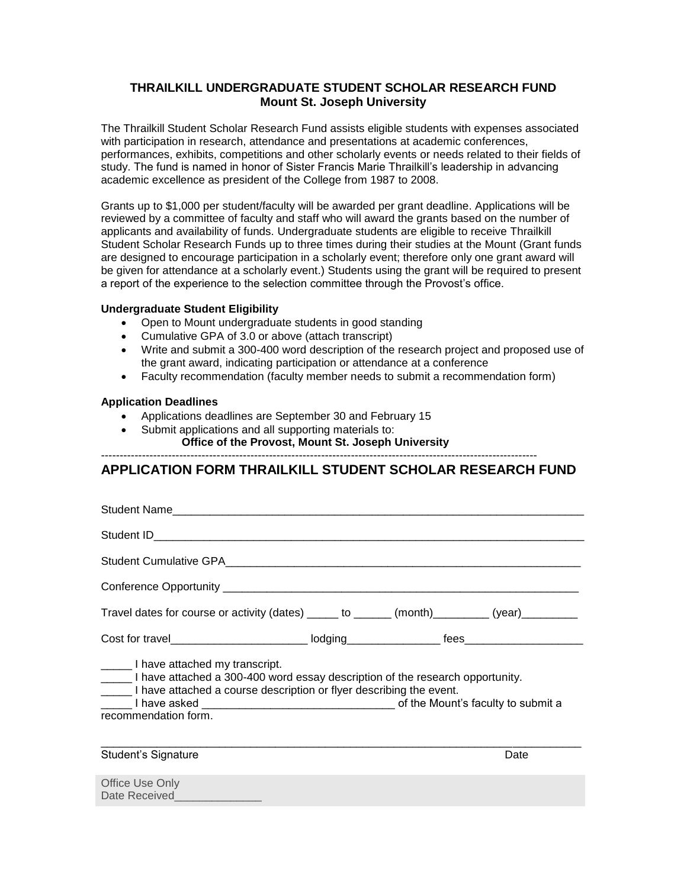# THRAILKILL UNDERGRADUATE STUDENT SCHOLAR RESEARCH FUND
## Mount St. Joseph University

The Thrailkill Student Scholar Research Fund assists eligible students with expenses associated with participation in research, attendance and presentations at academic conferences, performances, exhibits, competitions and other scholarly events or needs related to their fields of study. The fund is named in honor of Sister Francis Marie Thrailkill's leadership in advancing academic excellence as president of the College from 1987 to 2008.

Grants up to $1,000 per student/faculty will be awarded per grant deadline. Applications will be reviewed by a committee of faculty and staff who will award the grants based on the number of applicants and availability of funds. Undergraduate students are eligible to receive Thrailkill Student Scholar Research Funds up to three times during their studies at the Mount (Grant funds are designed to encourage participation in a scholarly event; therefore only one grant award will be given for attendance at a scholarly event.) Students using the grant will be required to present a report of the experience to the selection committee through the Provost's office.

**Undergraduate Student Eligibility**

- Open to Mount undergraduate students in good standing
- Cumulative GPA of 3.0 or above (attach transcript)
- Write and submit a 300-400 word description of the research project and proposed use of the grant award, indicating participation or attendance at a conference
- Faculty recommendation (faculty member needs to submit a recommendation form)

**Application Deadlines**

- Applications deadlines are September 30 and February 15
- Submit applications and all supporting materials to:
  **Office of the Provost, Mount St. Joseph University**

---

## APPLICATION FORM THRAILKILL STUDENT SCHOLAR RESEARCH FUND

Student Name_______________________________________________________________

Student ID__________________________________________________________________

Student Cumulative GPA______________________________________________________

Conference Opportunity ______________________________________________________

Travel dates for course or activity (dates) _____ to ______ (month)_________ (year)_________

Cost for travel_____________________ lodging_______________ fees___________________

_____ I have attached my transcript.
_____ I have attached a 300-400 word essay description of the research opportunity.
_____ I have attached a course description or flyer describing the event.
_____ I have asked _______________________________ of the Mount's faculty to submit a recommendation form.

_____________________________________________________________________________
Student's Signature Date

Office Use Only
Date Received______________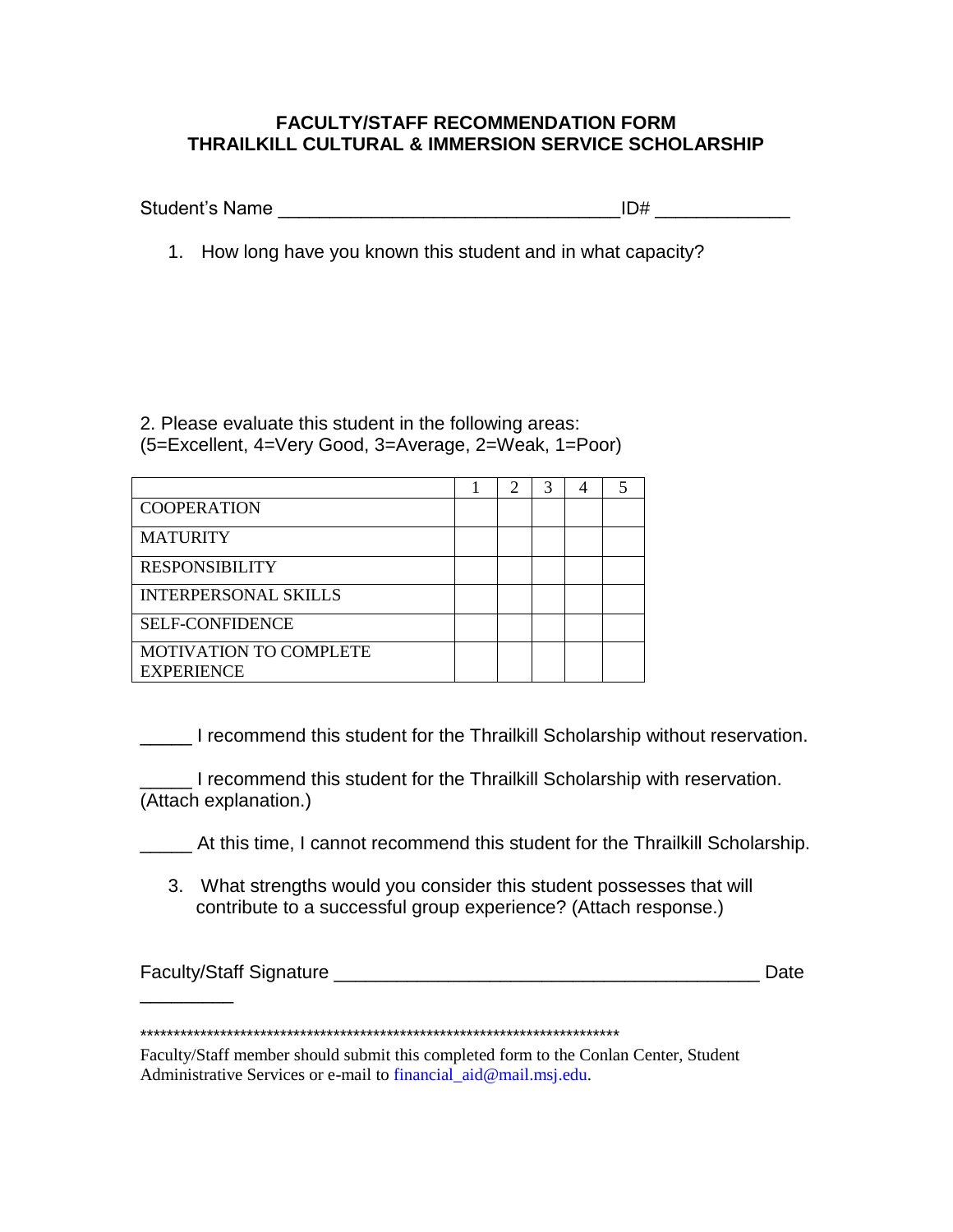**FACULTY/STAFF RECOMMENDATION FORM**
**THRAILKILL CULTURAL & IMMERSION SERVICE SCHOLARSHIP**

Student's Name ________________________________ID# ____________

1. How long have you known this student and in what capacity?

2. Please evaluate this student in the following areas:
(5=Excellent, 4=Very Good, 3=Average, 2=Weak, 1=Poor)

| | 1 | 2 | 3 | 4 | 5 |
|---|---|---|---|---|---|
| COOPERATION | | | | | |
| MATURITY | | | | | |
| RESPONSIBILITY | | | | | |
| INTERPERSONAL SKILLS | | | | | |
| SELF-CONFIDENCE | | | | | |
| MOTIVATION TO COMPLETE EXPERIENCE | | | | | |

_____ I recommend this student for the Thrailkill Scholarship without reservation.

_____ I recommend this student for the Thrailkill Scholarship with reservation. (Attach explanation.)

_____ At this time, I cannot recommend this student for the Thrailkill Scholarship.

3. What strengths would you consider this student possesses that will contribute to a successful group experience? (Attach response.)

Faculty/Staff Signature ________________________________________ Date _________

*************************************************************************

Faculty/Staff member should submit this completed form to the Conlan Center, Student Administrative Services or e-mail to financial_aid@mail.msj.edu.